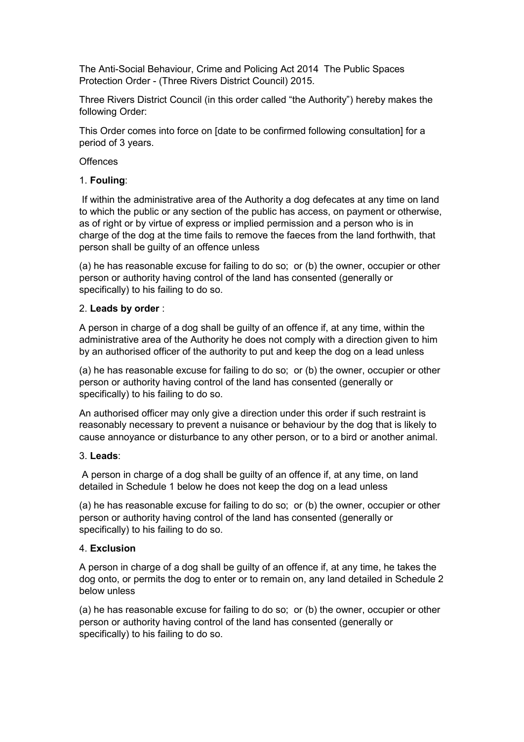The Anti-Social Behaviour, Crime and Policing Act 2014 The Public Spaces Protection Order - (Three Rivers District Council) 2015.

Three Rivers District Council (in this order called "the Authority") hereby makes the following Order:

This Order comes into force on [date to be confirmed following consultation] for a period of 3 years.

Offences

1. **Fouling**:

If within the administrative area of the Authority a dog defecates at any time on land to which the public or any section of the public has access, on payment or otherwise, as of right or by virtue of express or implied permission and a person who is in charge of the dog at the time fails to remove the faeces from the land forthwith, that person shall be guilty of an offence unless

(a) he has reasonable excuse for failing to do so; or (b) the owner, occupier or other person or authority having control of the land has consented (generally or specifically) to his failing to do so.

2. **Leads by order** :

A person in charge of a dog shall be guilty of an offence if, at any time, within the administrative area of the Authority he does not comply with a direction given to him by an authorised officer of the authority to put and keep the dog on a lead unless

(a) he has reasonable excuse for failing to do so; or (b) the owner, occupier or other person or authority having control of the land has consented (generally or specifically) to his failing to do so.

An authorised officer may only give a direction under this order if such restraint is reasonably necessary to prevent a nuisance or behaviour by the dog that is likely to cause annoyance or disturbance to any other person, or to a bird or another animal.

3. **Leads**:

A person in charge of a dog shall be guilty of an offence if, at any time, on land detailed in Schedule 1 below he does not keep the dog on a lead unless

(a) he has reasonable excuse for failing to do so; or (b) the owner, occupier or other person or authority having control of the land has consented (generally or specifically) to his failing to do so.

4. **Exclusion**

A person in charge of a dog shall be guilty of an offence if, at any time, he takes the dog onto, or permits the dog to enter or to remain on, any land detailed in Schedule 2 below unless

(a) he has reasonable excuse for failing to do so; or (b) the owner, occupier or other person or authority having control of the land has consented (generally or specifically) to his failing to do so.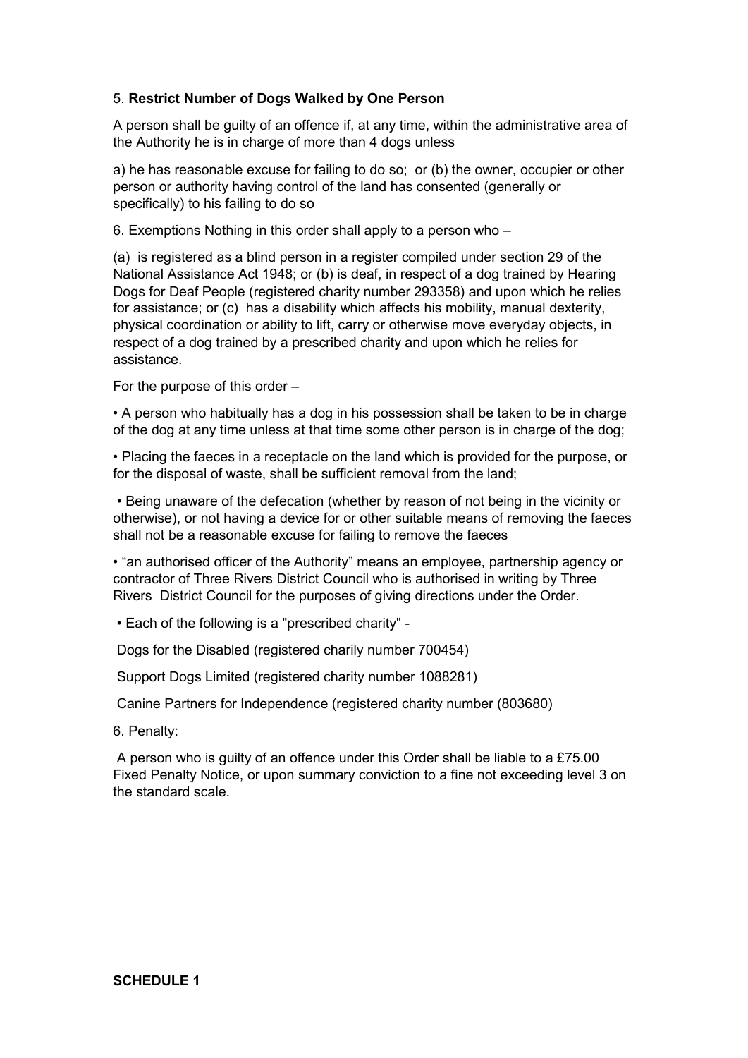5. **Restrict Number of Dogs Walked by One Person**

A person shall be guilty of an offence if, at any time, within the administrative area of the Authority he is in charge of more than 4 dogs unless

a) he has reasonable excuse for failing to do so; or (b) the owner, occupier or other person or authority having control of the land has consented (generally or specifically) to his failing to do so

6. Exemptions Nothing in this order shall apply to a person who –

(a) is registered as a blind person in a register compiled under section 29 of the National Assistance Act 1948; or (b) is deaf, in respect of a dog trained by Hearing Dogs for Deaf People (registered charity number 293358) and upon which he relies for assistance; or (c) has a disability which affects his mobility, manual dexterity, physical coordination or ability to lift, carry or otherwise move everyday objects, in respect of a dog trained by a prescribed charity and upon which he relies for assistance.

For the purpose of this order –

• A person who habitually has a dog in his possession shall be taken to be in charge of the dog at any time unless at that time some other person is in charge of the dog;

• Placing the faeces in a receptacle on the land which is provided for the purpose, or for the disposal of waste, shall be sufficient removal from the land;

• Being unaware of the defecation (whether by reason of not being in the vicinity or otherwise), or not having a device for or other suitable means of removing the faeces shall not be a reasonable excuse for failing to remove the faeces

• "an authorised officer of the Authority" means an employee, partnership agency or contractor of Three Rivers District Council who is authorised in writing by Three Rivers District Council for the purposes of giving directions under the Order.

• Each of the following is a "prescribed charity" -

Dogs for the Disabled (registered charily number 700454)

Support Dogs Limited (registered charity number 1088281)

Canine Partners for Independence (registered charity number (803680)

6. Penalty:

A person who is guilty of an offence under this Order shall be liable to a £75.00 Fixed Penalty Notice, or upon summary conviction to a fine not exceeding level 3 on the standard scale.

**SCHEDULE 1**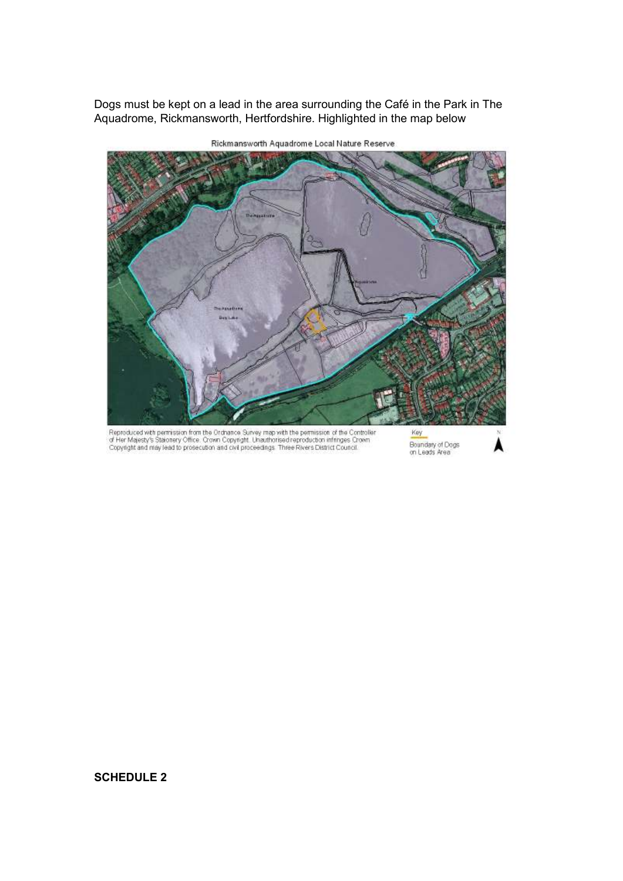Dogs must be kept on a lead in the area surrounding the Café in the Park in The Aquadrome, Rickmansworth, Hertfordshire. Highlighted in the map below

Rickmansworth Aquadrome Local Nature Reserve

Reproduced with permission from the Ordnance Survey map with the permission of the Controller of Her Majesty's Stationery Office. Crown Copyright. Unauthorised reproduction infringes Crown Copyright and may lead to prosecution and civil proceedings. Three Rivers District Council.

Key
Boundary of Dogs on Leads Area

**SCHEDULE 2**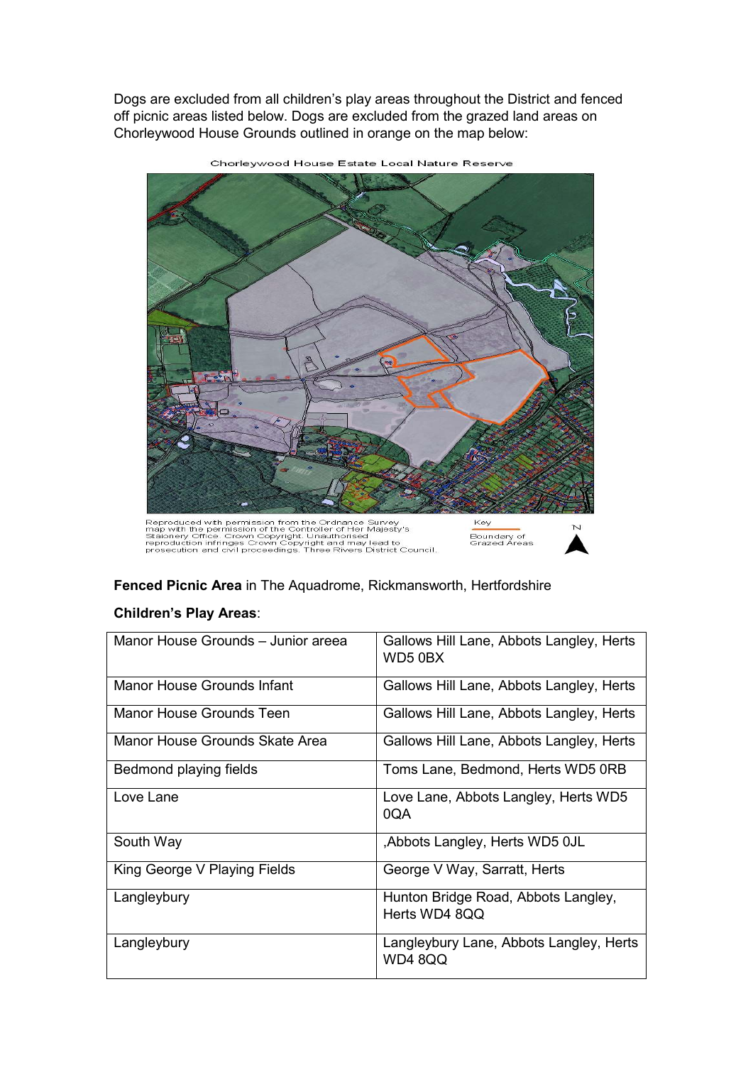Dogs are excluded from all children's play areas throughout the District and fenced off picnic areas listed below. Dogs are excluded from the grazed land areas on Chorleywood House Grounds outlined in orange on the map below:

Chorleywood House Estate Local Nature Reserve

Reproduced with permission from the Ordnance Survey map with the permission of the Controller of Her Majesty's Staionery Office. Crown Copyright. Unauthorised reproduction infringes Crown Copyright and may lead to prosecution and civil proceedings. Three Rivers District Council.

Key
Boundary of Grazed Areas

N

**Fenced Picnic Area** in The Aquadrome, Rickmansworth, Hertfordshire

**Children's Play Areas**:

| | |
|---|---|
| Manor House Grounds – Junior areea | Gallows Hill Lane, Abbots Langley, Herts WD5 0BX |
| Manor House Grounds Infant | Gallows Hill Lane, Abbots Langley, Herts |
| Manor House Grounds Teen | Gallows Hill Lane, Abbots Langley, Herts |
| Manor House Grounds Skate Area | Gallows Hill Lane, Abbots Langley, Herts |
| Bedmond playing fields | Toms Lane, Bedmond, Herts WD5 0RB |
| Love Lane | Love Lane, Abbots Langley, Herts WD5 0QA |
| South Way | ,Abbots Langley, Herts WD5 0JL |
| King George V Playing Fields | George V Way, Sarratt, Herts |
| Langleybury | Hunton Bridge Road, Abbots Langley, Herts WD4 8QQ |
| Langleybury | Langleybury Lane, Abbots Langley, Herts WD4 8QQ |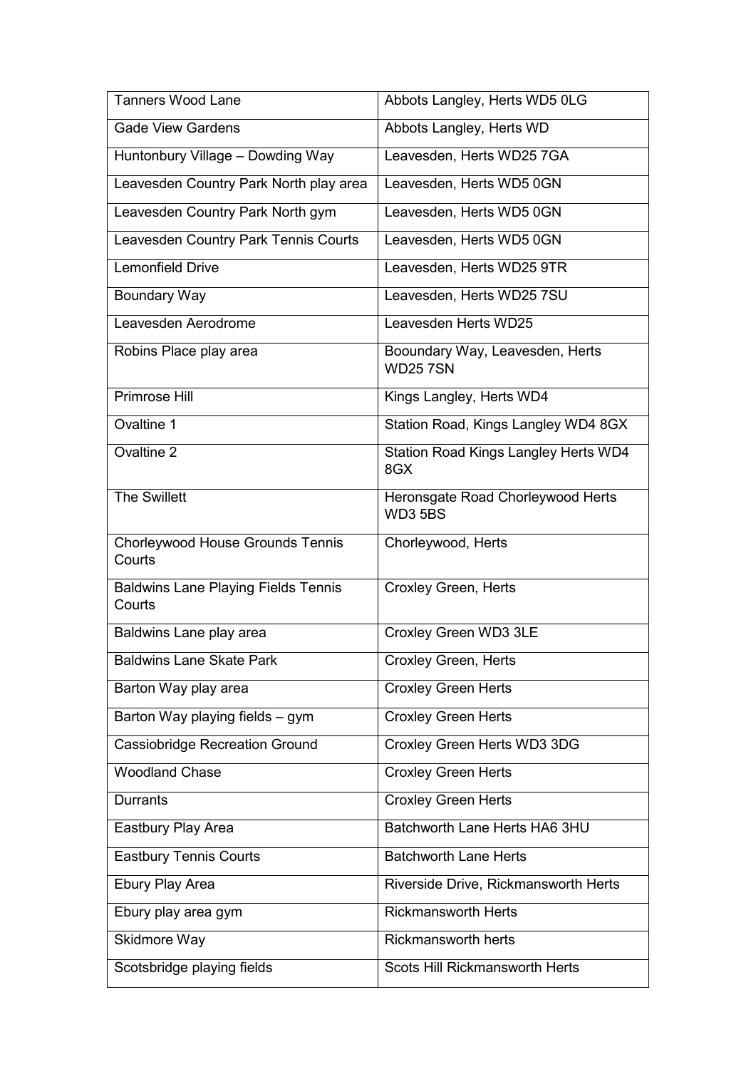| Tanners Wood Lane | Abbots Langley, Herts WD5 0LG |
|---|---|
| Gade View Gardens | Abbots Langley, Herts WD |
| Huntonbury Village – Dowding Way | Leavesden, Herts WD25 7GA |
| Leavesden Country Park North play area | Leavesden, Herts WD5 0GN |
| Leavesden Country Park North gym | Leavesden, Herts WD5 0GN |
| Leavesden Country Park Tennis Courts | Leavesden, Herts WD5 0GN |
| Lemonfield Drive | Leavesden, Herts WD25 9TR |
| Boundary Way | Leavesden, Herts WD25 7SU |
| Leavesden Aerodrome | Leavesden Herts WD25 |
| Robins Place play area | Booundary Way, Leavesden, Herts WD25 7SN |
| Primrose Hill | Kings Langley, Herts WD4 |
| Ovaltine 1 | Station Road, Kings Langley WD4 8GX |
| Ovaltine 2 | Station Road Kings Langley Herts WD4 8GX |
| The Swillett | Heronsgate Road Chorleywood Herts WD3 5BS |
| Chorleywood House Grounds Tennis Courts | Chorleywood, Herts |
| Baldwins Lane Playing Fields Tennis Courts | Croxley Green, Herts |
| Baldwins Lane play area | Croxley Green WD3 3LE |
| Baldwins Lane Skate Park | Croxley Green, Herts |
| Barton Way play area | Croxley Green Herts |
| Barton Way playing fields – gym | Croxley Green Herts |
| Cassiobridge Recreation Ground | Croxley Green Herts WD3 3DG |
| Woodland Chase | Croxley Green Herts |
| Durrants | Croxley Green Herts |
| Eastbury Play Area | Batchworth Lane Herts HA6 3HU |
| Eastbury Tennis Courts | Batchworth Lane Herts |
| Ebury Play Area | Riverside Drive, Rickmansworth Herts |
| Ebury play area gym | Rickmansworth Herts |
| Skidmore Way | Rickmansworth herts |
| Scotsbridge playing fields | Scots Hill Rickmansworth Herts |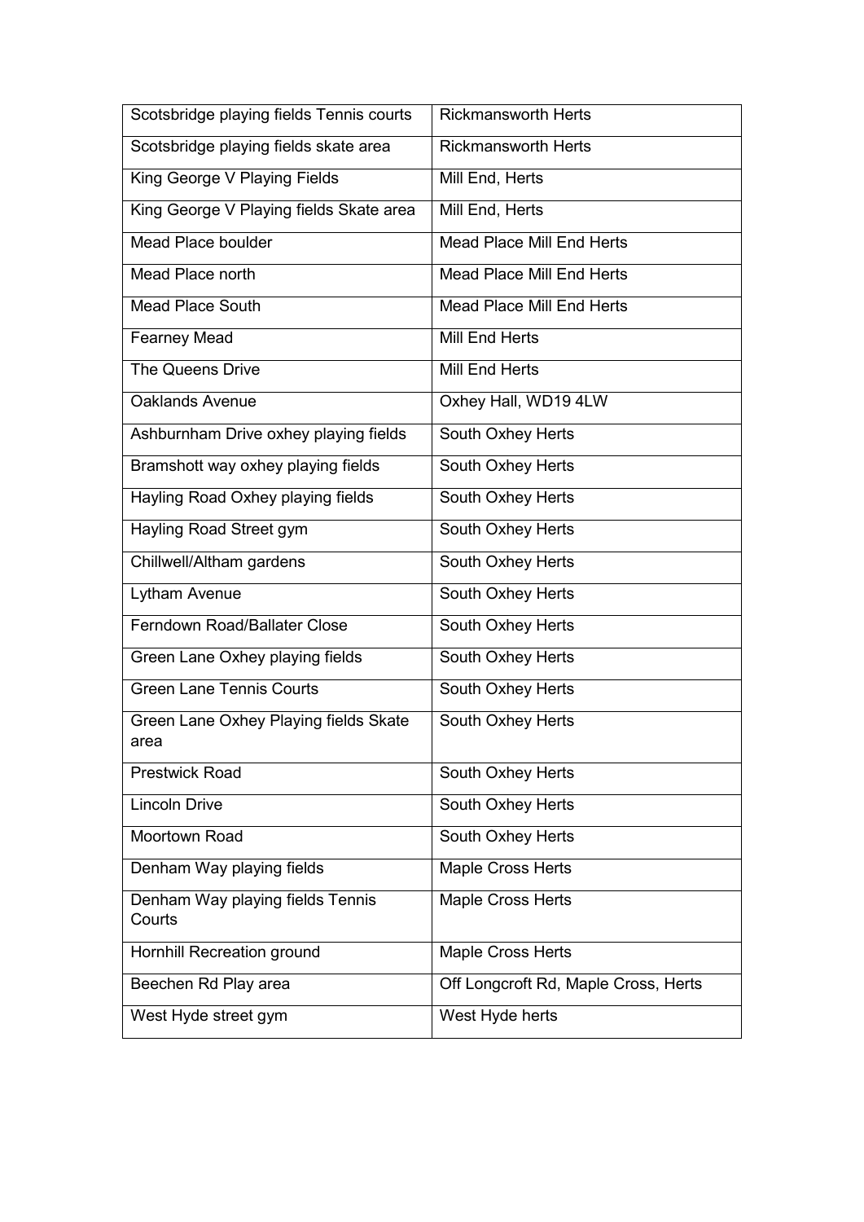| | |
|---|---|
| Scotsbridge playing fields Tennis courts | Rickmansworth Herts |
| Scotsbridge playing fields skate area | Rickmansworth Herts |
| King George V Playing Fields | Mill End, Herts |
| King George V Playing fields Skate area | Mill End, Herts |
| Mead Place boulder | Mead Place Mill End Herts |
| Mead Place north | Mead Place Mill End Herts |
| Mead Place South | Mead Place Mill End Herts |
| Fearney Mead | Mill End Herts |
| The Queens Drive | Mill End Herts |
| Oaklands Avenue | Oxhey Hall, WD19 4LW |
| Ashburnham Drive oxhey playing fields | South Oxhey Herts |
| Bramshott way oxhey playing fields | South Oxhey Herts |
| Hayling Road Oxhey playing fields | South Oxhey Herts |
| Hayling Road Street gym | South Oxhey Herts |
| Chillwell/Altham gardens | South Oxhey Herts |
| Lytham Avenue | South Oxhey Herts |
| Ferndown Road/Ballater Close | South Oxhey Herts |
| Green Lane Oxhey playing fields | South Oxhey Herts |
| Green Lane Tennis Courts | South Oxhey Herts |
| Green Lane Oxhey Playing fields Skate area | South Oxhey Herts |
| Prestwick Road | South Oxhey Herts |
| Lincoln Drive | South Oxhey Herts |
| Moortown Road | South Oxhey Herts |
| Denham Way playing fields | Maple Cross Herts |
| Denham Way playing fields Tennis Courts | Maple Cross Herts |
| Hornhill Recreation ground | Maple Cross Herts |
| Beechen Rd Play area | Off Longcroft Rd, Maple Cross, Herts |
| West Hyde street gym | West Hyde herts |